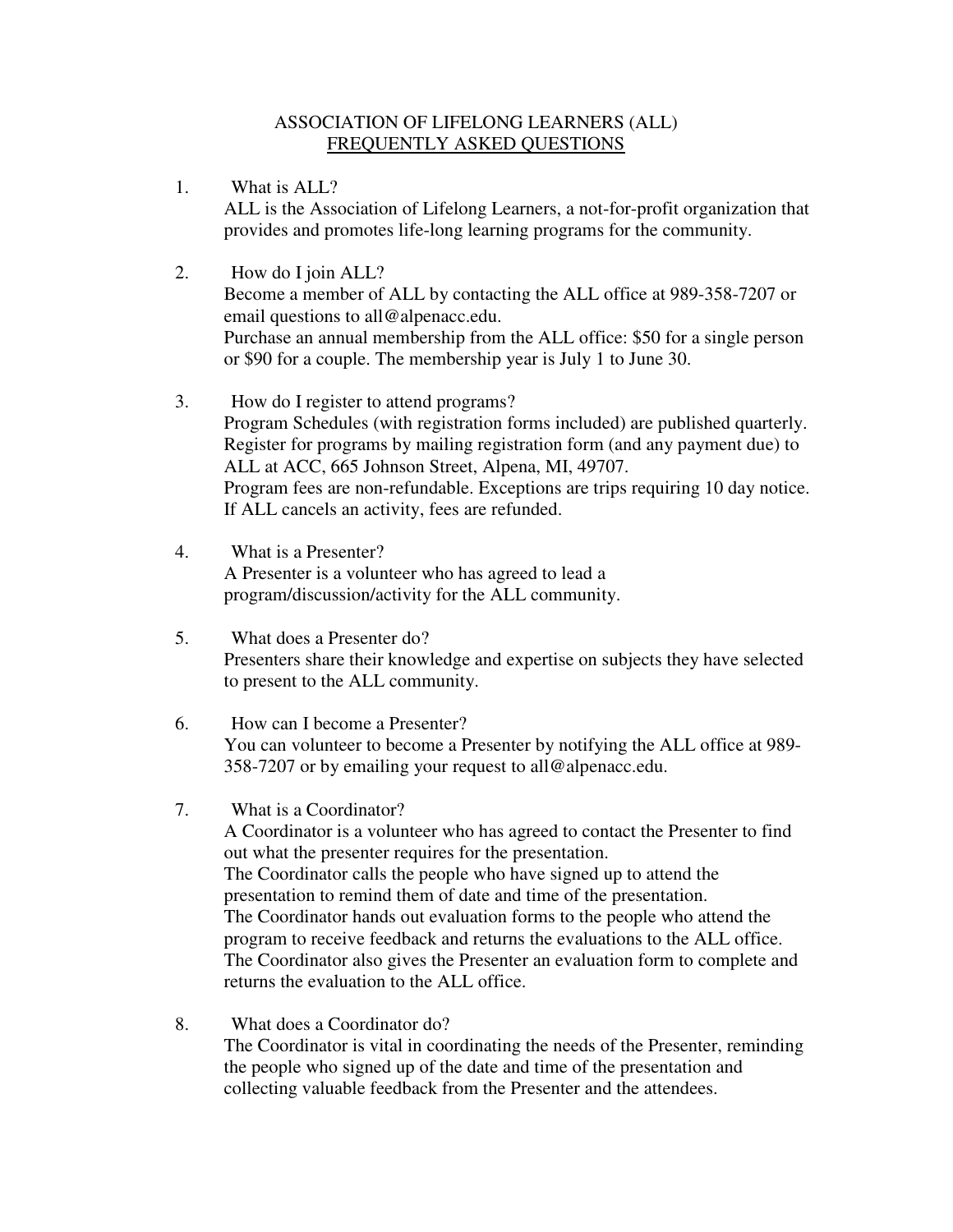# ASSOCIATION OF LIFELONG LEARNERS (ALL)

## FREQUENTLY ASKED QUESTIONS

1. What is ALL?
   ALL is the Association of Lifelong Learners, a not-for-profit organization that provides and promotes life-long learning programs for the community.

2. How do I join ALL?
   Become a member of ALL by contacting the ALL office at 989-358-7207 or email questions to all@alpenacc.edu.
   Purchase an annual membership from the ALL office: $50 for a single person or $90 for a couple. The membership year is July 1 to June 30.

3. How do I register to attend programs?
   Program Schedules (with registration forms included) are published quarterly. Register for programs by mailing registration form (and any payment due) to ALL at ACC, 665 Johnson Street, Alpena, MI, 49707.
   Program fees are non-refundable. Exceptions are trips requiring 10 day notice. If ALL cancels an activity, fees are refunded.

4. What is a Presenter?
   A Presenter is a volunteer who has agreed to lead a program/discussion/activity for the ALL community.

5. What does a Presenter do?
   Presenters share their knowledge and expertise on subjects they have selected to present to the ALL community.

6. How can I become a Presenter?
   You can volunteer to become a Presenter by notifying the ALL office at 989-358-7207 or by emailing your request to all@alpenacc.edu.

7. What is a Coordinator?
   A Coordinator is a volunteer who has agreed to contact the Presenter to find out what the presenter requires for the presentation.
   The Coordinator calls the people who have signed up to attend the presentation to remind them of date and time of the presentation.
   The Coordinator hands out evaluation forms to the people who attend the program to receive feedback and returns the evaluations to the ALL office.
   The Coordinator also gives the Presenter an evaluation form to complete and returns the evaluation to the ALL office.

8. What does a Coordinator do?
   The Coordinator is vital in coordinating the needs of the Presenter, reminding the people who signed up of the date and time of the presentation and collecting valuable feedback from the Presenter and the attendees.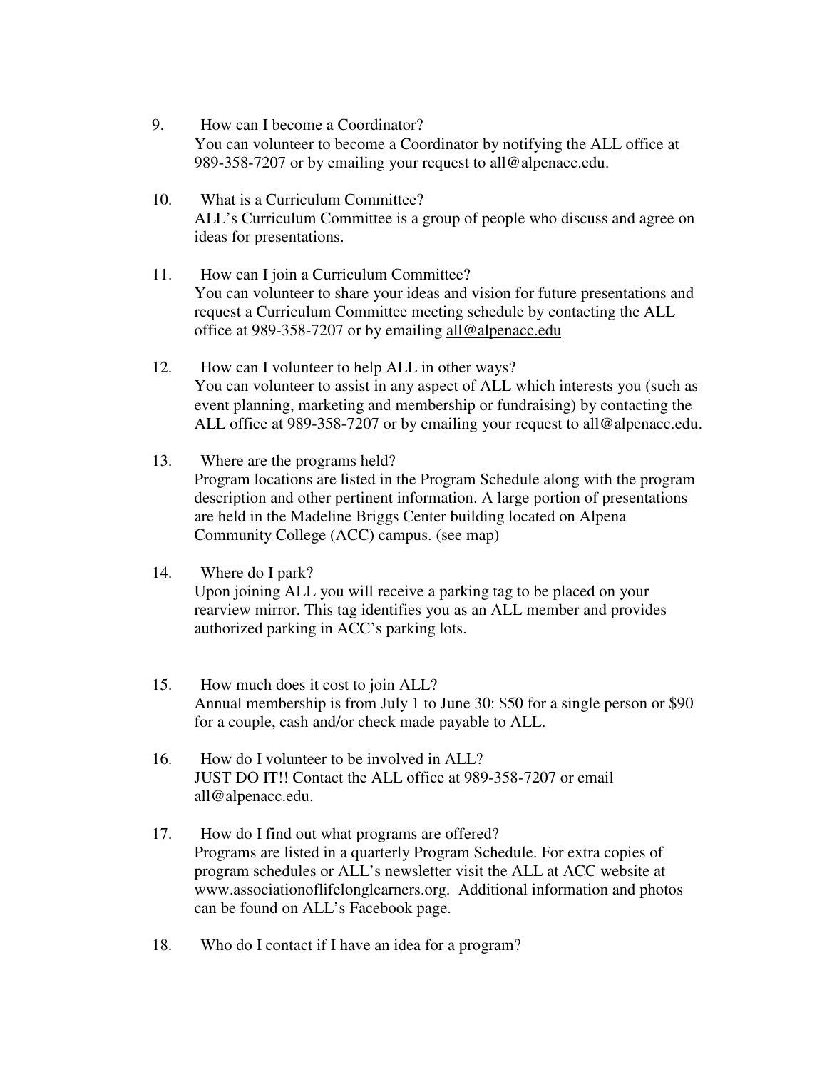9. How can I become a Coordinator?
   You can volunteer to become a Coordinator by notifying the ALL office at 989-358-7207 or by emailing your request to all@alpenacc.edu.

10. What is a Curriculum Committee?
    ALL's Curriculum Committee is a group of people who discuss and agree on ideas for presentations.

11. How can I join a Curriculum Committee?
    You can volunteer to share your ideas and vision for future presentations and request a Curriculum Committee meeting schedule by contacting the ALL office at 989-358-7207 or by emailing all@alpenacc.edu

12. How can I volunteer to help ALL in other ways?
    You can volunteer to assist in any aspect of ALL which interests you (such as event planning, marketing and membership or fundraising) by contacting the ALL office at 989-358-7207 or by emailing your request to all@alpenacc.edu.

13. Where are the programs held?
    Program locations are listed in the Program Schedule along with the program description and other pertinent information. A large portion of presentations are held in the Madeline Briggs Center building located on Alpena Community College (ACC) campus. (see map)

14. Where do I park?
    Upon joining ALL you will receive a parking tag to be placed on your rearview mirror. This tag identifies you as an ALL member and provides authorized parking in ACC's parking lots.

15. How much does it cost to join ALL?
    Annual membership is from July 1 to June 30: $50 for a single person or $90 for a couple, cash and/or check made payable to ALL.

16. How do I volunteer to be involved in ALL?
    JUST DO IT!! Contact the ALL office at 989-358-7207 or email all@alpenacc.edu.

17. How do I find out what programs are offered?
    Programs are listed in a quarterly Program Schedule. For extra copies of program schedules or ALL's newsletter visit the ALL at ACC website at www.associationoflifelonglearners.org. Additional information and photos can be found on ALL's Facebook page.

18. Who do I contact if I have an idea for a program?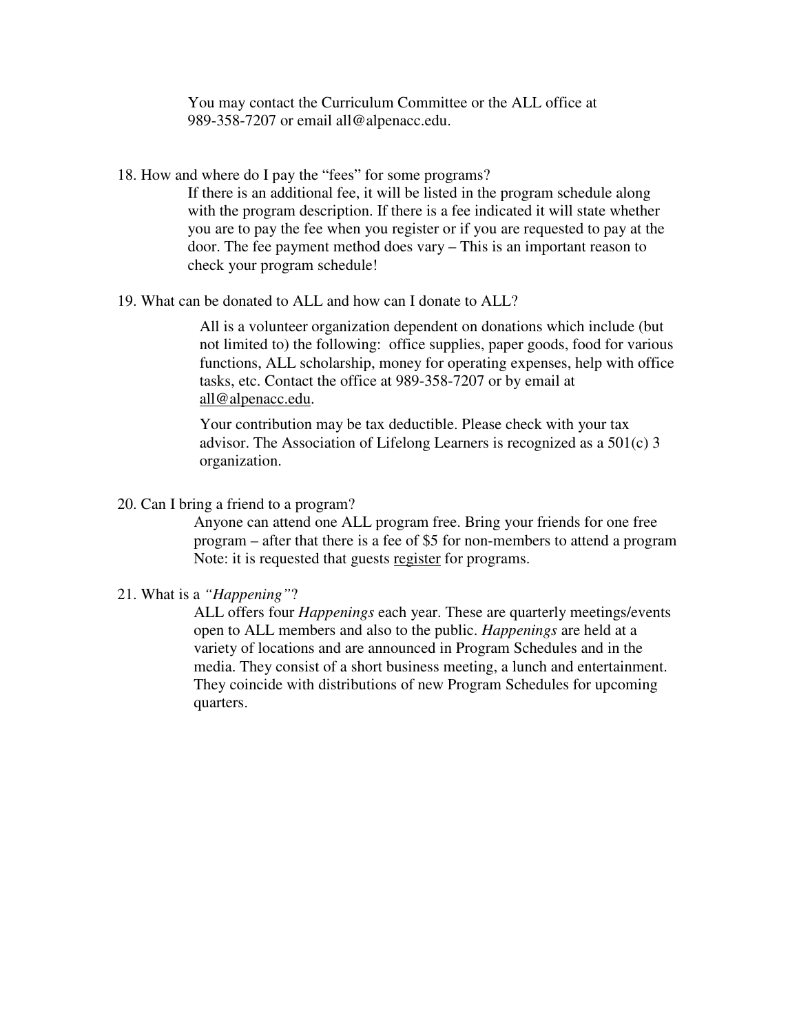You may contact the Curriculum Committee or the ALL office at 989-358-7207 or email all@alpenacc.edu.

18. How and where do I pay the "fees" for some programs?

    If there is an additional fee, it will be listed in the program schedule along with the program description. If there is a fee indicated it will state whether you are to pay the fee when you register or if you are requested to pay at the door. The fee payment method does vary – This is an important reason to check your program schedule!

19. What can be donated to ALL and how can I donate to ALL?

    All is a volunteer organization dependent on donations which include (but not limited to) the following: office supplies, paper goods, food for various functions, ALL scholarship, money for operating expenses, help with office tasks, etc. Contact the office at 989-358-7207 or by email at all@alpenacc.edu.

    Your contribution may be tax deductible. Please check with your tax advisor. The Association of Lifelong Learners is recognized as a 501(c) 3 organization.

20. Can I bring a friend to a program?

    Anyone can attend one ALL program free. Bring your friends for one free program – after that there is a fee of $5 for non-members to attend a program Note: it is requested that guests register for programs.

21. What is a *"Happening"*?

    ALL offers four *Happenings* each year. These are quarterly meetings/events open to ALL members and also to the public. *Happenings* are held at a variety of locations and are announced in Program Schedules and in the media. They consist of a short business meeting, a lunch and entertainment. They coincide with distributions of new Program Schedules for upcoming quarters.